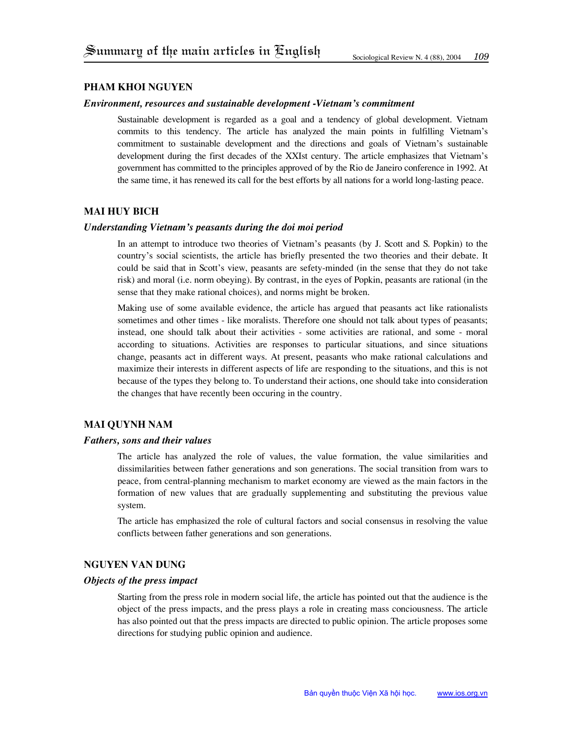# Summary of the main articles in English

## PHAM KHOI NGUYEN

### *Environment, resources and sustainable development -Vietnam's commitment*

Sustainable development is regarded as a goal and a tendency of global development. Vietnam commits to this tendency. The article has analyzed the main points in fulfilling Vietnam's commitment to sustainable development and the directions and goals of Vietnam's sustainable development during the first decades of the XXIst century. The article emphasizes that Vietnam's government has committed to the principles approved of by the Rio de Janeiro conference in 1992. At the same time, it has renewed its call for the best efforts by all nations for a world long-lasting peace.

## MAI HUY BICH

### *Understanding Vietnam's peasants during the doi moi period*

In an attempt to introduce two theories of Vietnam's peasants (by J. Scott and S. Popkin) to the country's social scientists, the article has briefly presented the two theories and their debate. It could be said that in Scott's view, peasants are sefety-minded (in the sense that they do not take risk) and moral (i.e. norm obeying). By contrast, in the eyes of Popkin, peasants are rational (in the sense that they make rational choices), and norms might be broken.

Making use of some available evidence, the article has argued that peasants act like rationalists sometimes and other times - like moralists. Therefore one should not talk about types of peasants; instead, one should talk about their activities - some activities are rational, and some - moral according to situations. Activities are responses to particular situations, and since situations change, peasants act in different ways. At present, peasants who make rational calculations and maximize their interests in different aspects of life are responding to the situations, and this is not because of the types they belong to. To understand their actions, one should take into consideration the changes that have recently been occuring in the country.

## MAI QUYNH NAM

### *Fathers, sons and their values*

The article has analyzed the role of values, the value formation, the value similarities and dissimilarities between father generations and son generations. The social transition from wars to peace, from central-planning mechanism to market economy are viewed as the main factors in the formation of new values that are gradually supplementing and substituting the previous value system.

The article has emphasized the role of cultural factors and social consensus in resolving the value conflicts between father generations and son generations.

## NGUYEN VAN DUNG

### *Objects of the press impact*

Starting from the press role in modern social life, the article has pointed out that the audience is the object of the press impacts, and the press plays a role in creating mass conciousness. The article has also pointed out that the press impacts are directed to public opinion. The article proposes some directions for studying public opinion and audience.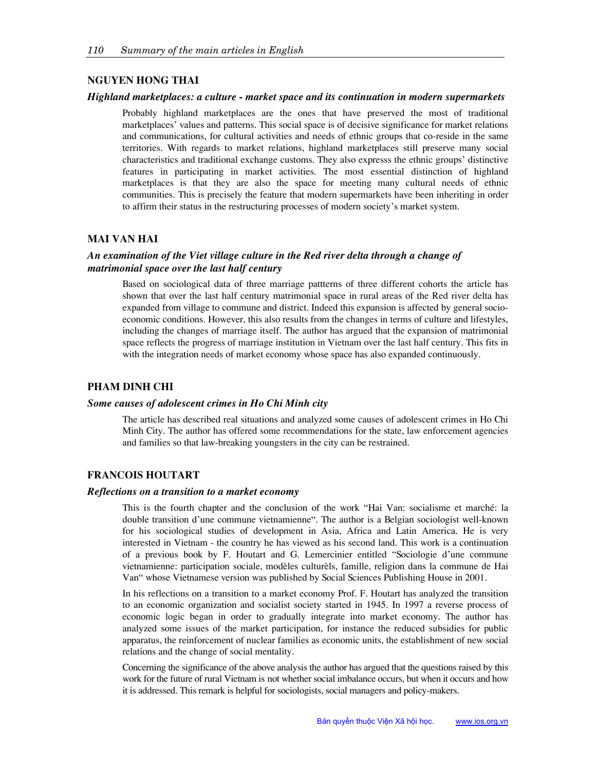**NGUYEN HONG THAI**

***Highland marketplaces: a culture - market space and its continuation in modern supermarkets***

Probably highland marketplaces are the ones that have preserved the most of traditional marketplaces' values and patterns. This social space is of decisive significance for market relations and communications, for cultural activities and needs of ethnic groups that co-reside in the same territories. With regards to market relations, highland marketplaces still preserve many social characteristics and traditional exchange customs. They also expresss the ethnic groups' distinctive features in participating in market activities. The most essential distinction of highland marketplaces is that they are also the space for meeting many cultural needs of ethnic communities. This is precisely the feature that modern supermarkets have been inheriting in order to affirm their status in the restructuring processes of modern society's market system.

**MAI VAN HAI**

***An examination of the Viet village culture in the Red river delta through a change of matrimonial space over the last half century***

Based on sociological data of three marriage pattterns of three different cohorts the article has shown that over the last half century matrimonial space in rural areas of the Red river delta has expanded from village to commune and district. Indeed this expansion is affected by general socio-economic conditions. However, this also results from the changes in terms of culture and lifestyles, including the changes of marriage itself. The author has argued that the expansion of matrimonial space reflects the progress of marriage institution in Vietnam over the last half century. This fits in with the integration needs of market economy whose space has also expanded continuously.

**PHAM DINH CHI**

***Some causes of adolescent crimes in Ho Chi Minh city***

The article has described real situations and analyzed some causes of adolescent crimes in Ho Chi Minh City. The author has offered some recommendations for the state, law enforcement agencies and families so that law-breaking youngsters in the city can be restrained.

**FRANCOIS HOUTART**

***Reflections on a transition to a market economy***

This is the fourth chapter and the conclusion of the work "Hai Van: socialisme et marché: la double transition d'une commune vietnamienne". The author is a Belgian sociologist well-known for his sociological studies of development in Asia, Africa and Latin America. He is very interested in Vietnam - the country he has viewed as his second land. This work is a continuation of a previous book by F. Houtart and G. Lemercinier entitled "Sociologie d'une commune vietnamienne: participation sociale, modèles culturèls, famille, religion dans la commune de Hai Van" whose Vietnamese version was published by Social Sciences Publishing House in 2001.

In his reflections on a transition to a market economy Prof. F. Houtart has analyzed the transition to an economic organization and socialist society started in 1945. In 1997 a reverse process of economic logic began in order to gradually integrate into market economy. The author has analyzed some issues of the market participation, for instance the reduced subsidies for public apparatus, the reinforcement of nuclear families as economic units, the establishment of new social relations and the change of social mentality.

Concerning the significance of the above analysis the author has argued that the questions raised by this work for the future of rural Vietnam is not whether social imbalance occurs, but when it occurs and how it is addressed. This remark is helpful for sociologists, social managers and policy-makers.